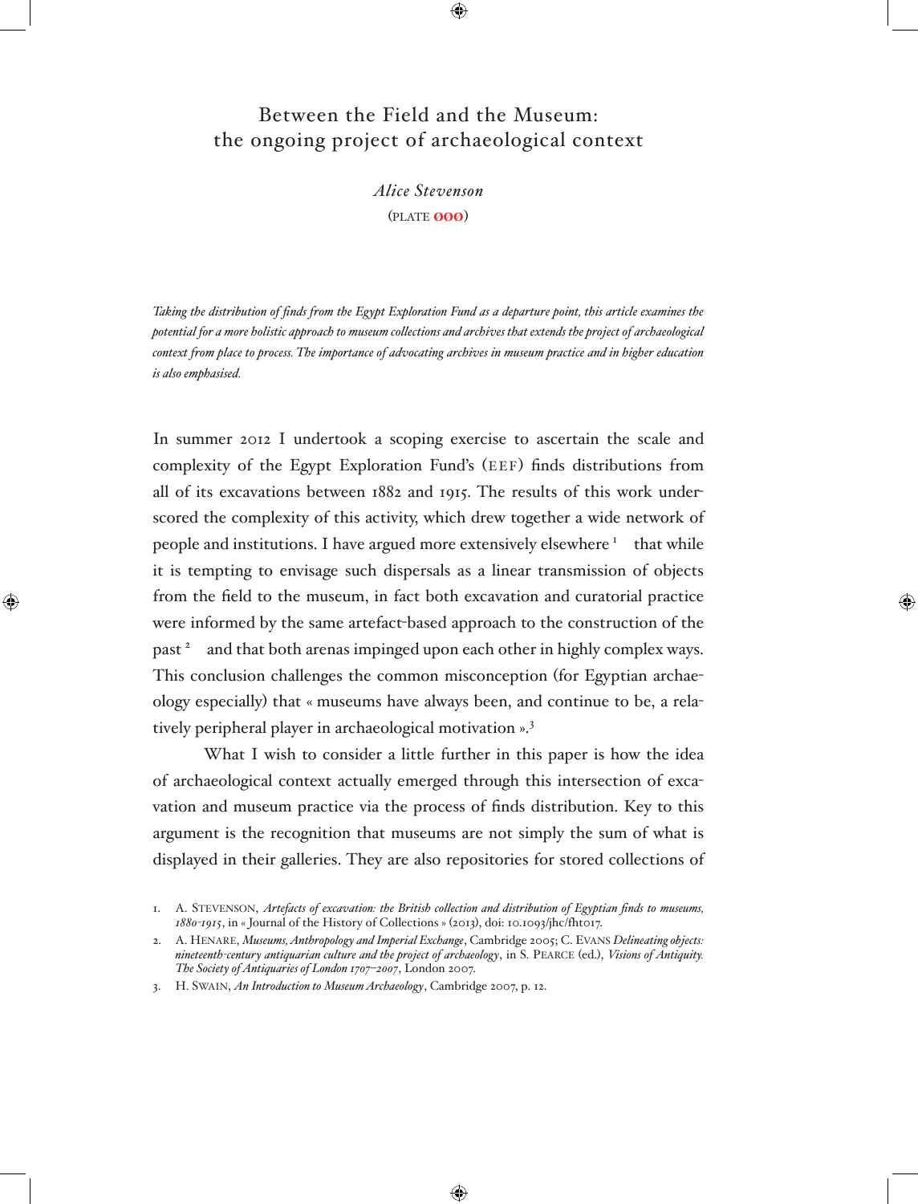# Between the Field and the Museum: the ongoing project of archaeological context

*Alice Stevenson*

(PLATE 000)

*Taking the distribution of finds from the Egypt Exploration Fund as a departure point, this article examines the potential for a more holistic approach to museum collections and archives that extends the project of archaeological context from place to process. The importance of advocating archives in museum practice and in higher education is also emphasised.*

In summer 2012 I undertook a scoping exercise to ascertain the scale and complexity of the Egypt Exploration Fund's (EEF) finds distributions from all of its excavations between 1882 and 1915. The results of this work underscored the complexity of this activity, which drew together a wide network of people and institutions. I have argued more extensively elsewhere [1] that while it is tempting to envisage such dispersals as a linear transmission of objects from the field to the museum, in fact both excavation and curatorial practice were informed by the same artefact-based approach to the construction of the past [2] and that both arenas impinged upon each other in highly complex ways. This conclusion challenges the common misconception (for Egyptian archaeology especially) that « museums have always been, and continue to be, a relatively peripheral player in archaeological motivation ».[3]

What I wish to consider a little further in this paper is how the idea of archaeological context actually emerged through this intersection of excavation and museum practice via the process of finds distribution. Key to this argument is the recognition that museums are not simply the sum of what is displayed in their galleries. They are also repositories for stored collections of

1. A. Stevenson, *Artefacts of excavation: the British collection and distribution of Egyptian finds to museums, 1880-1915*, in « Journal of the History of Collections » (2013), doi: 10.1093/jhc/fht017.

2. A. Henare, *Museums, Anthropology and Imperial Exchange*, Cambridge 2005; C. Evans *Delineating objects: nineteenth-century antiquarian culture and the project of archaeology*, in S. Pearce (ed.), *Visions of Antiquity. The Society of Antiquaries of London 1707–2007*, London 2007.

3. H. Swain, *An Introduction to Museum Archaeology*, Cambridge 2007, p. 12.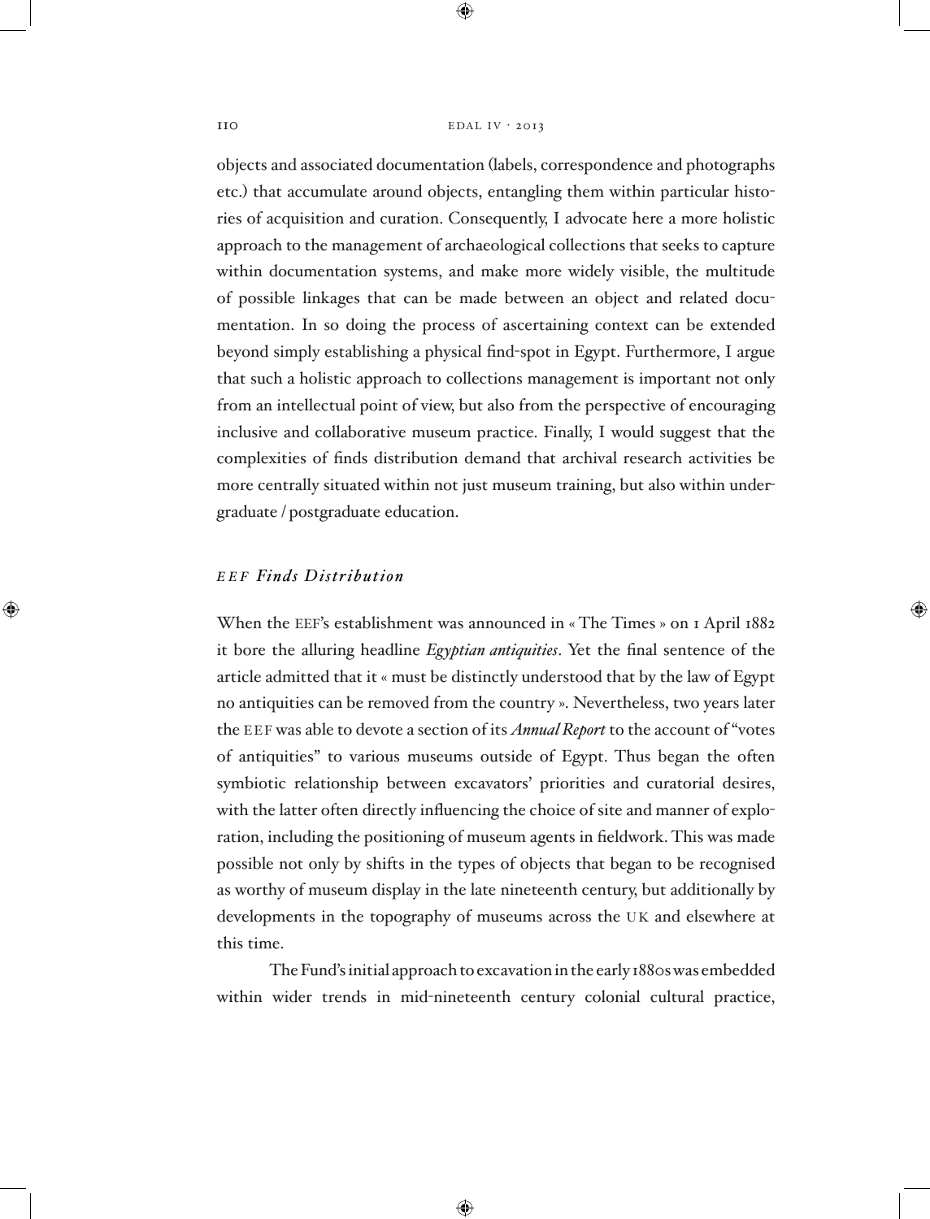objects and associated documentation (labels, correspondence and photographs etc.) that accumulate around objects, entangling them within particular histories of acquisition and curation. Consequently, I advocate here a more holistic approach to the management of archaeological collections that seeks to capture within documentation systems, and make more widely visible, the multitude of possible linkages that can be made between an object and related documentation. In so doing the process of ascertaining context can be extended beyond simply establishing a physical find-spot in Egypt. Furthermore, I argue that such a holistic approach to collections management is important not only from an intellectual point of view, but also from the perspective of encouraging inclusive and collaborative museum practice. Finally, I would suggest that the complexities of finds distribution demand that archival research activities be more centrally situated within not just museum training, but also within undergraduate / postgraduate education.

## *EEF Finds Distribution*

When the EEF's establishment was announced in « The Times » on 1 April 1882 it bore the alluring headline *Egyptian antiquities*. Yet the final sentence of the article admitted that it « must be distinctly understood that by the law of Egypt no antiquities can be removed from the country ». Nevertheless, two years later the EEF was able to devote a section of its *Annual Report* to the account of "votes of antiquities" to various museums outside of Egypt. Thus began the often symbiotic relationship between excavators' priorities and curatorial desires, with the latter often directly influencing the choice of site and manner of exploration, including the positioning of museum agents in fieldwork. This was made possible not only by shifts in the types of objects that began to be recognised as worthy of museum display in the late nineteenth century, but additionally by developments in the topography of museums across the UK and elsewhere at this time.

The Fund's initial approach to excavation in the early 1880s was embedded within wider trends in mid-nineteenth century colonial cultural practice,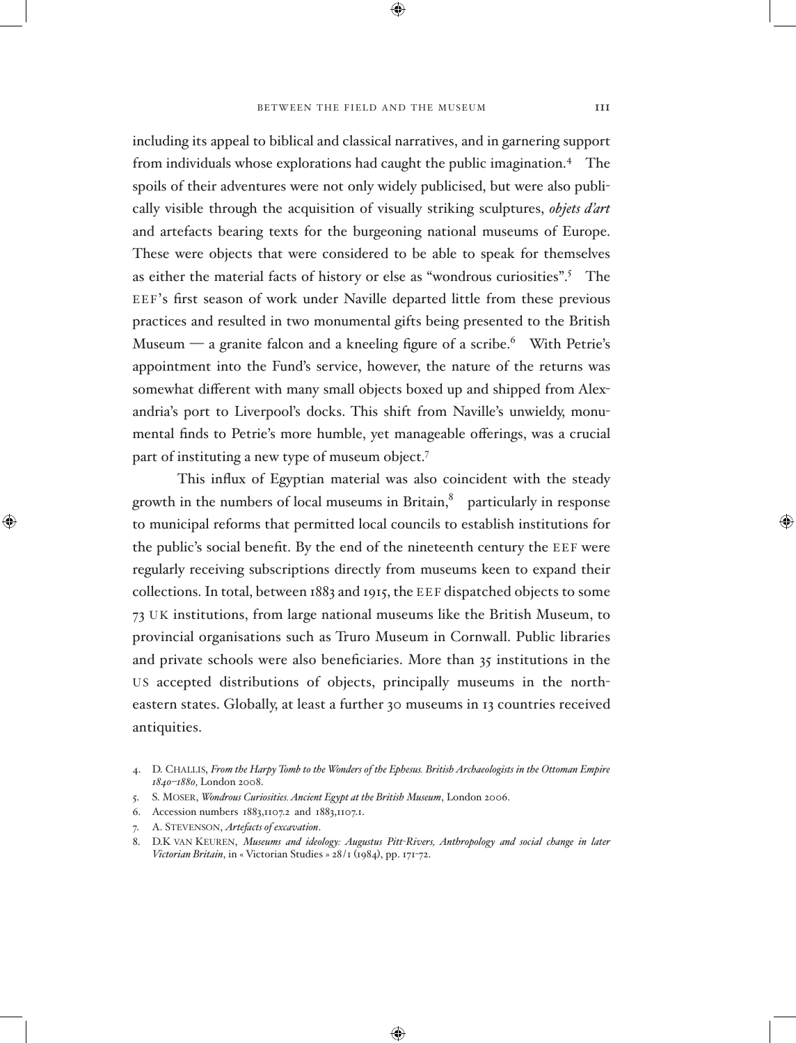including its appeal to biblical and classical narratives, and in garnering support from individuals whose explorations had caught the public imagination.[4] The spoils of their adventures were not only widely publicised, but were also publically visible through the acquisition of visually striking sculptures, *objets d'art* and artefacts bearing texts for the burgeoning national museums of Europe. These were objects that were considered to be able to speak for themselves as either the material facts of history or else as "wondrous curiosities".[5] The EEF's first season of work under Naville departed little from these previous practices and resulted in two monumental gifts being presented to the British Museum — a granite falcon and a kneeling figure of a scribe.[6] With Petrie's appointment into the Fund's service, however, the nature of the returns was somewhat different with many small objects boxed up and shipped from Alexandria's port to Liverpool's docks. This shift from Naville's unwieldy, monumental finds to Petrie's more humble, yet manageable offerings, was a crucial part of instituting a new type of museum object.[7]

This influx of Egyptian material was also coincident with the steady growth in the numbers of local museums in Britain,[8] particularly in response to municipal reforms that permitted local councils to establish institutions for the public's social benefit. By the end of the nineteenth century the EEF were regularly receiving subscriptions directly from museums keen to expand their collections. In total, between 1883 and 1915, the EEF dispatched objects to some 73 UK institutions, from large national museums like the British Museum, to provincial organisations such as Truro Museum in Cornwall. Public libraries and private schools were also beneficiaries. More than 35 institutions in the US accepted distributions of objects, principally museums in the northeastern states. Globally, at least a further 30 museums in 13 countries received antiquities.

4. D. Challis, *From the Harpy Tomb to the Wonders of the Ephesus. British Archaeologists in the Ottoman Empire 1840–1880*, London 2008.
5. S. Moser, *Wondrous Curiosities. Ancient Egypt at the British Museum*, London 2006.
6. Accession numbers 1883,1107.2 and 1883,1107.1.
7. A. Stevenson, *Artefacts of excavation*.
8. D.K van Keuren, *Museums and ideology: Augustus Pitt-Rivers, Anthropology and social change in later Victorian Britain*, in « Victorian Studies » 28/1 (1984), pp. 171-72.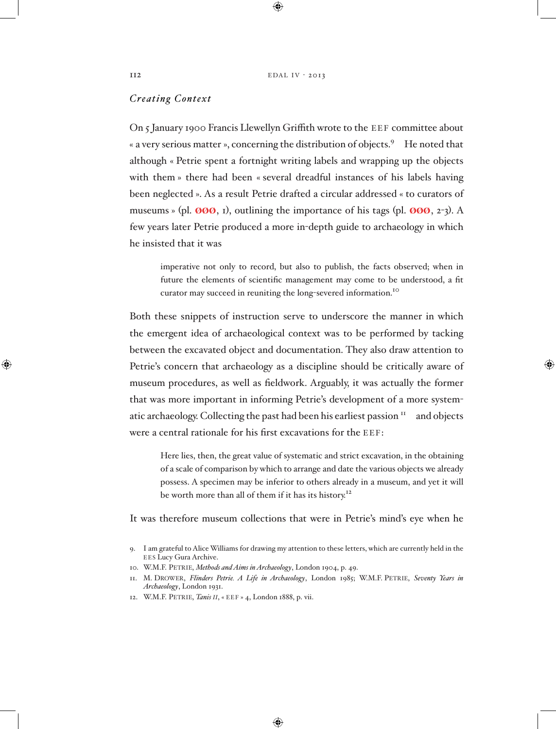### *Creating Context*

On 5 January 1900 Francis Llewellyn Griffith wrote to the EEF committee about « a very serious matter », concerning the distribution of objects.[9] He noted that although « Petrie spent a fortnight writing labels and wrapping up the objects with them » there had been « several dreadful instances of his labels having been neglected ». As a result Petrie drafted a circular addressed « to curators of museums » (pl. **000**, 1), outlining the importance of his tags (pl. **000**, 2-3). A few years later Petrie produced a more in-depth guide to archaeology in which he insisted that it was

> imperative not only to record, but also to publish, the facts observed; when in future the elements of scientific management may come to be understood, a fit curator may succeed in reuniting the long-severed information.[10]

Both these snippets of instruction serve to underscore the manner in which the emergent idea of archaeological context was to be performed by tacking between the excavated object and documentation. They also draw attention to Petrie's concern that archaeology as a discipline should be critically aware of museum procedures, as well as fieldwork. Arguably, it was actually the former that was more important in informing Petrie's development of a more systematic archaeology. Collecting the past had been his earliest passion [11] and objects were a central rationale for his first excavations for the EEF:

> Here lies, then, the great value of systematic and strict excavation, in the obtaining of a scale of comparison by which to arrange and date the various objects we already possess. A specimen may be inferior to others already in a museum, and yet it will be worth more than all of them if it has its history.[12]

It was therefore museum collections that were in Petrie's mind's eye when he

9. I am grateful to Alice Williams for drawing my attention to these letters, which are currently held in the EES Lucy Gura Archive.

10. W.M.F. Petrie, *Methods and Aims in Archaeology*, London 1904, p. 49.

11. M. Drower, *Flinders Petrie. A Life in Archaeology*, London 1985; W.M.F. Petrie, *Seventy Years in Archaeology*, London 1931.

12. W.M.F. Petrie, *Tanis II*, « EEF » 4, London 1888, p. vii.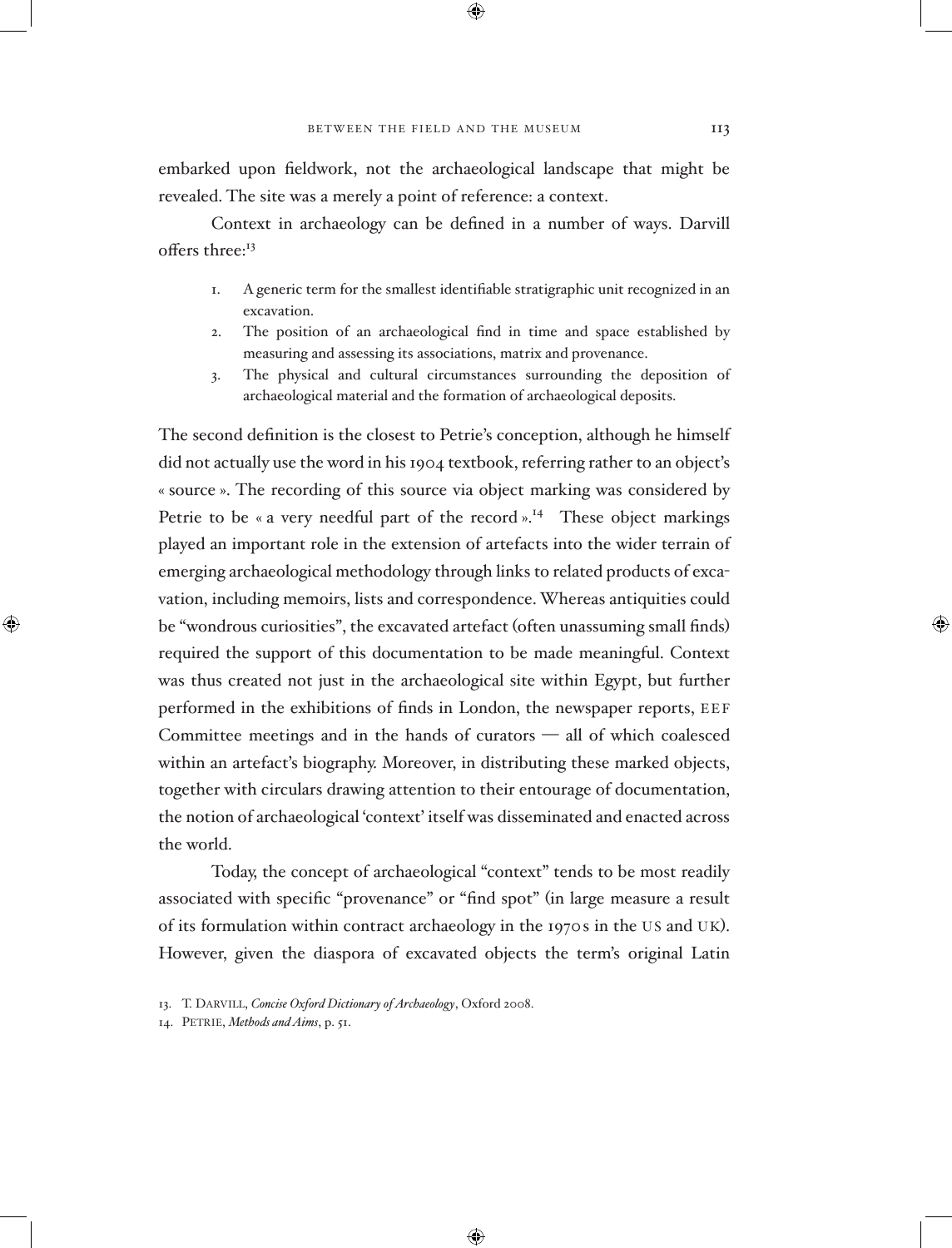embarked upon fieldwork, not the archaeological landscape that might be revealed. The site was a merely a point of reference: a context.

Context in archaeology can be defined in a number of ways. Darvill offers three:[13]

1. A generic term for the smallest identifiable stratigraphic unit recognized in an excavation.
2. The position of an archaeological find in time and space established by measuring and assessing its associations, matrix and provenance.
3. The physical and cultural circumstances surrounding the deposition of archaeological material and the formation of archaeological deposits.

The second definition is the closest to Petrie's conception, although he himself did not actually use the word in his 1904 textbook, referring rather to an object's « source ». The recording of this source via object marking was considered by Petrie to be « a very needful part of the record ».[14] These object markings played an important role in the extension of artefacts into the wider terrain of emerging archaeological methodology through links to related products of excavation, including memoirs, lists and correspondence. Whereas antiquities could be "wondrous curiosities", the excavated artefact (often unassuming small finds) required the support of this documentation to be made meaningful. Context was thus created not just in the archaeological site within Egypt, but further performed in the exhibitions of finds in London, the newspaper reports, EEF Committee meetings and in the hands of curators — all of which coalesced within an artefact's biography. Moreover, in distributing these marked objects, together with circulars drawing attention to their entourage of documentation, the notion of archaeological 'context' itself was disseminated and enacted across the world.

Today, the concept of archaeological "context" tends to be most readily associated with specific "provenance" or "find spot" (in large measure a result of its formulation within contract archaeology in the 1970s in the US and UK). However, given the diaspora of excavated objects the term's original Latin

13. T. Darvill, *Concise Oxford Dictionary of Archaeology*, Oxford 2008.
14. Petrie, *Methods and Aims*, p. 51.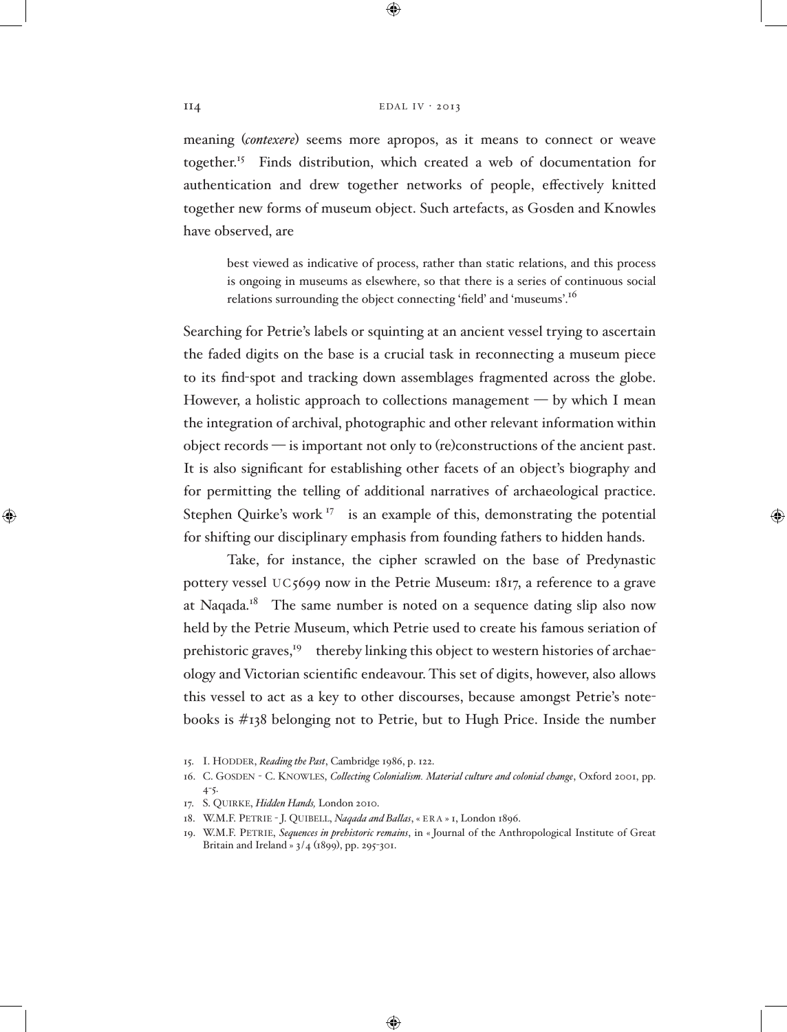meaning (*contexere*) seems more apropos, as it means to connect or weave together.[15] Finds distribution, which created a web of documentation for authentication and drew together networks of people, effectively knitted together new forms of museum object. Such artefacts, as Gosden and Knowles have observed, are

> best viewed as indicative of process, rather than static relations, and this process is ongoing in museums as elsewhere, so that there is a series of continuous social relations surrounding the object connecting 'field' and 'museums'.[16]

Searching for Petrie's labels or squinting at an ancient vessel trying to ascertain the faded digits on the base is a crucial task in reconnecting a museum piece to its find-spot and tracking down assemblages fragmented across the globe. However, a holistic approach to collections management — by which I mean the integration of archival, photographic and other relevant information within object records — is important not only to (re)constructions of the ancient past. It is also significant for establishing other facets of an object's biography and for permitting the telling of additional narratives of archaeological practice. Stephen Quirke's work[17] is an example of this, demonstrating the potential for shifting our disciplinary emphasis from founding fathers to hidden hands.

Take, for instance, the cipher scrawled on the base of Predynastic pottery vessel UC5699 now in the Petrie Museum: 1817, a reference to a grave at Naqada.[18] The same number is noted on a sequence dating slip also now held by the Petrie Museum, which Petrie used to create his famous seriation of prehistoric graves,[19] thereby linking this object to western histories of archaeology and Victorian scientific endeavour. This set of digits, however, also allows this vessel to act as a key to other discourses, because amongst Petrie's notebooks is #138 belonging not to Petrie, but to Hugh Price. Inside the number

15. I. Hodder, *Reading the Past*, Cambridge 1986, p. 122.
16. C. Gosden - C. Knowles, *Collecting Colonialism. Material culture and colonial change*, Oxford 2001, pp. 4-5.
17. S. Quirke, *Hidden Hands,* London 2010.
18. W.M.F. Petrie - J. Quibell, *Naqada and Ballas*, « ERA » 1, London 1896.
19. W.M.F. Petrie, *Sequences in prehistoric remains*, in « Journal of the Anthropological Institute of Great Britain and Ireland » 3/4 (1899), pp. 295-301.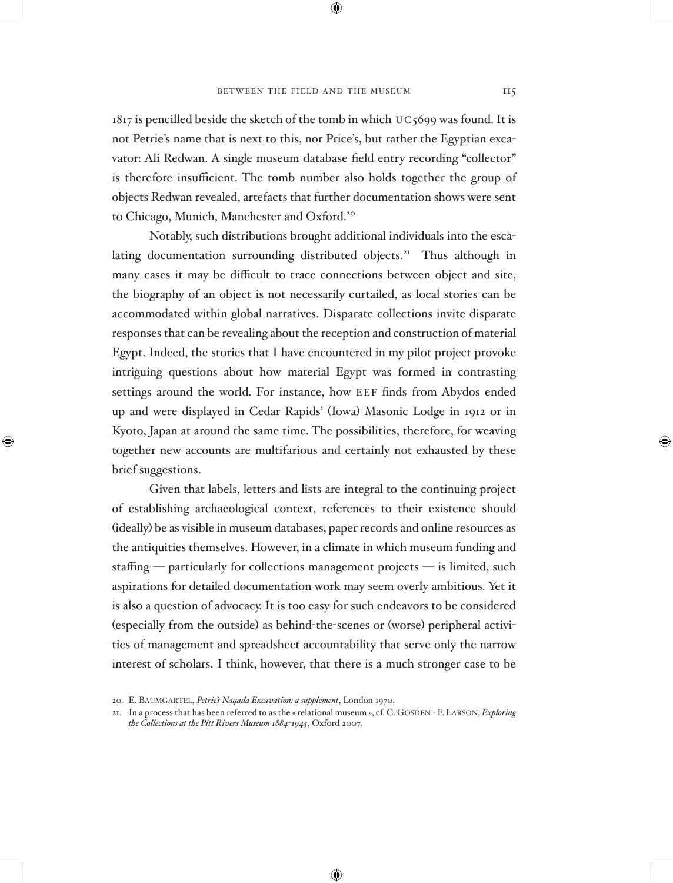1817 is pencilled beside the sketch of the tomb in which UC5699 was found. It is not Petrie's name that is next to this, nor Price's, but rather the Egyptian excavator: Ali Redwan. A single museum database field entry recording "collector" is therefore insufficient. The tomb number also holds together the group of objects Redwan revealed, artefacts that further documentation shows were sent to Chicago, Munich, Manchester and Oxford.[20]

Notably, such distributions brought additional individuals into the escalating documentation surrounding distributed objects.[21] Thus although in many cases it may be difficult to trace connections between object and site, the biography of an object is not necessarily curtailed, as local stories can be accommodated within global narratives. Disparate collections invite disparate responses that can be revealing about the reception and construction of material Egypt. Indeed, the stories that I have encountered in my pilot project provoke intriguing questions about how material Egypt was formed in contrasting settings around the world. For instance, how EEF finds from Abydos ended up and were displayed in Cedar Rapids' (Iowa) Masonic Lodge in 1912 or in Kyoto, Japan at around the same time. The possibilities, therefore, for weaving together new accounts are multifarious and certainly not exhausted by these brief suggestions.

Given that labels, letters and lists are integral to the continuing project of establishing archaeological context, references to their existence should (ideally) be as visible in museum databases, paper records and online resources as the antiquities themselves. However, in a climate in which museum funding and staffing — particularly for collections management projects — is limited, such aspirations for detailed documentation work may seem overly ambitious. Yet it is also a question of advocacy. It is too easy for such endeavors to be considered (especially from the outside) as behind-the-scenes or (worse) peripheral activities of management and spreadsheet accountability that serve only the narrow interest of scholars. I think, however, that there is a much stronger case to be

20. E. BAUMGARTEL, *Petrie's Naqada Excavation: a supplement*, London 1970.

21. In a process that has been referred to as the « relational museum », cf. C. GOSDEN - F. LARSON, *Exploring the Collections at the Pitt Rivers Museum 1884-1945*, Oxford 2007.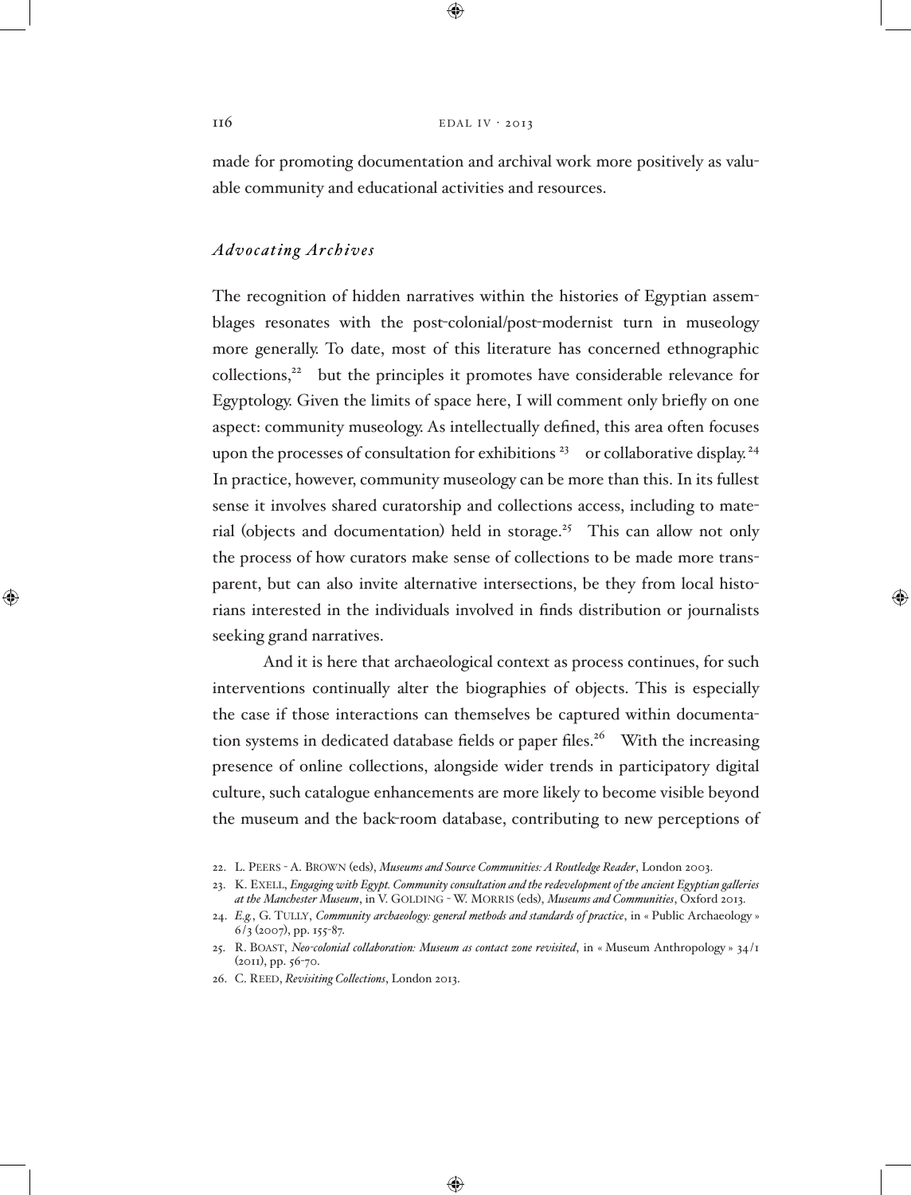made for promoting documentation and archival work more positively as valuable community and educational activities and resources.

### *Advocating Archives*

The recognition of hidden narratives within the histories of Egyptian assemblages resonates with the post-colonial/post-modernist turn in museology more generally. To date, most of this literature has concerned ethnographic collections,[22] but the principles it promotes have considerable relevance for Egyptology. Given the limits of space here, I will comment only briefly on one aspect: community museology. As intellectually defined, this area often focuses upon the processes of consultation for exhibitions [23] or collaborative display.[24] In practice, however, community museology can be more than this. In its fullest sense it involves shared curatorship and collections access, including to material (objects and documentation) held in storage.[25] This can allow not only the process of how curators make sense of collections to be made more transparent, but can also invite alternative intersections, be they from local historians interested in the individuals involved in finds distribution or journalists seeking grand narratives.

And it is here that archaeological context as process continues, for such interventions continually alter the biographies of objects. This is especially the case if those interactions can themselves be captured within documentation systems in dedicated database fields or paper files.[26] With the increasing presence of online collections, alongside wider trends in participatory digital culture, such catalogue enhancements are more likely to become visible beyond the museum and the back-room database, contributing to new perceptions of

22. L. Peers - A. Brown (eds), *Museums and Source Communities: A Routledge Reader*, London 2003.

23. K. Exell, *Engaging with Egypt. Community consultation and the redevelopment of the ancient Egyptian galleries at the Manchester Museum*, in V. Golding - W. Morris (eds), *Museums and Communities*, Oxford 2013.

24. *E.g.*, G. Tully, *Community archaeology: general methods and standards of practice*, in « Public Archaeology » 6/3 (2007), pp. 155-87.

25. R. Boast, *Neo-colonial collaboration: Museum as contact zone revisited*, in « Museum Anthropology » 34/1 (2011), pp. 56-70.

26. C. Reed, *Revisiting Collections*, London 2013.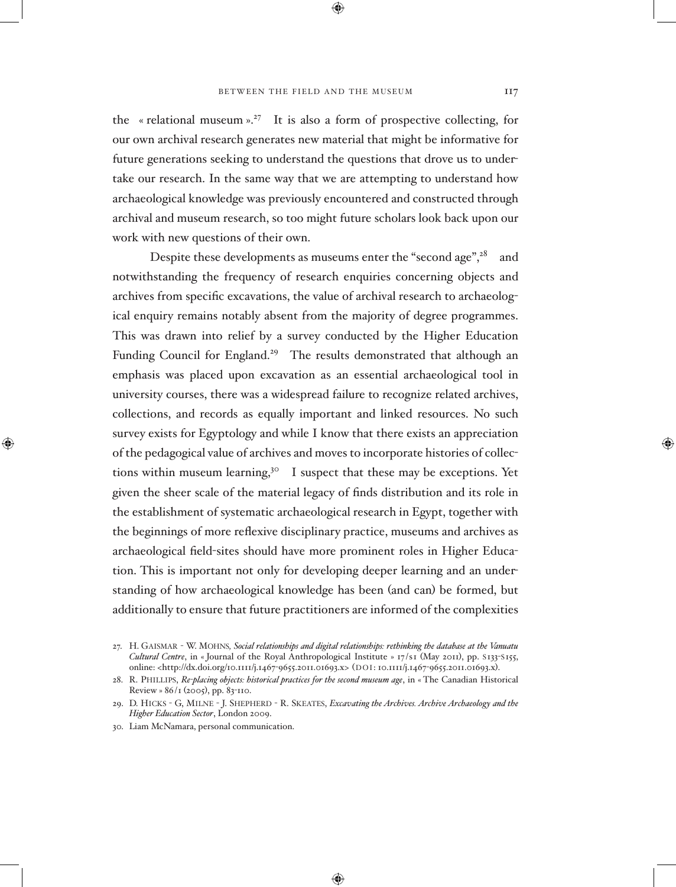the « relational museum ».[27] It is also a form of prospective collecting, for our own archival research generates new material that might be informative for future generations seeking to understand the questions that drove us to undertake our research. In the same way that we are attempting to understand how archaeological knowledge was previously encountered and constructed through archival and museum research, so too might future scholars look back upon our work with new questions of their own.

Despite these developments as museums enter the "second age",[28] and notwithstanding the frequency of research enquiries concerning objects and archives from specific excavations, the value of archival research to archaeological enquiry remains notably absent from the majority of degree programmes. This was drawn into relief by a survey conducted by the Higher Education Funding Council for England.[29] The results demonstrated that although an emphasis was placed upon excavation as an essential archaeological tool in university courses, there was a widespread failure to recognize related archives, collections, and records as equally important and linked resources. No such survey exists for Egyptology and while I know that there exists an appreciation of the pedagogical value of archives and moves to incorporate histories of collections within museum learning,[30] I suspect that these may be exceptions. Yet given the sheer scale of the material legacy of finds distribution and its role in the establishment of systematic archaeological research in Egypt, together with the beginnings of more reflexive disciplinary practice, museums and archives as archaeological field-sites should have more prominent roles in Higher Education. This is important not only for developing deeper learning and an understanding of how archaeological knowledge has been (and can) be formed, but additionally to ensure that future practitioners are informed of the complexities

27. H. Gaismar - W. Mohns, *Social relationships and digital relationships: rethinking the database at the Vanuatu Cultural Centre*, in « Journal of the Royal Anthropological Institute » 17/s1 (May 2011), pp. S133-S155, online: <http://dx.doi.org/10.1111/j.1467-9655.2011.01693.x> (DOI: 10.1111/j.1467-9655.2011.01693.x).

28. R. Phillips, *Re-placing objects: historical practices for the second museum age*, in « The Canadian Historical Review » 86/1 (2005), pp. 83-110.

29. D. Hicks - G, Milne - J. Shepherd - R. Skeates, *Excavating the Archives. Archive Archaeology and the Higher Education Sector*, London 2009.

30. Liam McNamara, personal communication.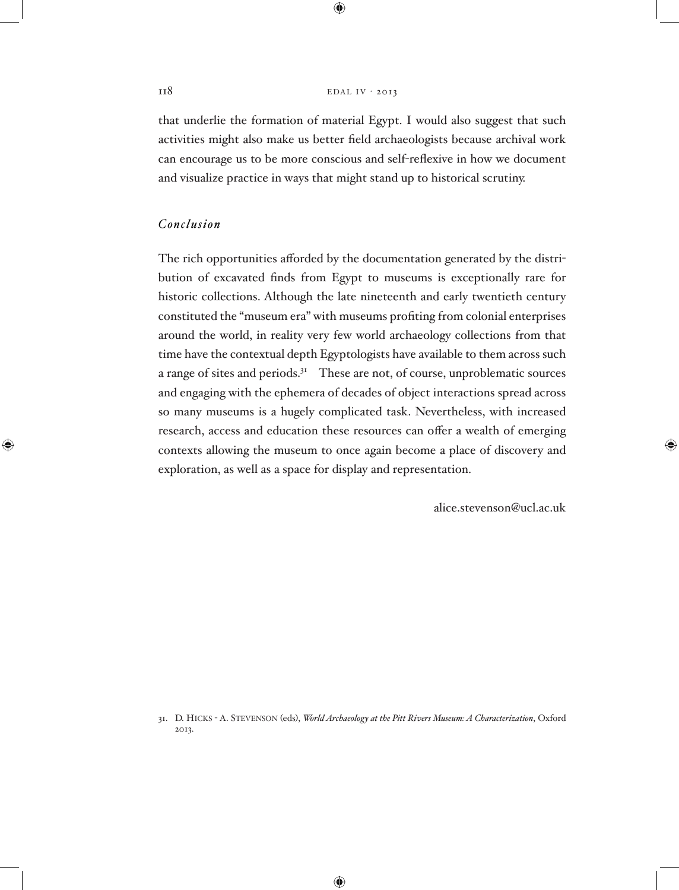that underlie the formation of material Egypt. I would also suggest that such activities might also make us better field archaeologists because archival work can encourage us to be more conscious and self-reflexive in how we document and visualize practice in ways that might stand up to historical scrutiny.

## *Conclusion*

The rich opportunities afforded by the documentation generated by the distribution of excavated finds from Egypt to museums is exceptionally rare for historic collections. Although the late nineteenth and early twentieth century constituted the "museum era" with museums profiting from colonial enterprises around the world, in reality very few world archaeology collections from that time have the contextual depth Egyptologists have available to them across such a range of sites and periods.[31] These are not, of course, unproblematic sources and engaging with the ephemera of decades of object interactions spread across so many museums is a hugely complicated task. Nevertheless, with increased research, access and education these resources can offer a wealth of emerging contexts allowing the museum to once again become a place of discovery and exploration, as well as a space for display and representation.

alice.stevenson@ucl.ac.uk

31. D. Hicks - A. Stevenson (eds), ***World Archaeology at the Pitt Rivers Museum: A Characterization***, Oxford 2013.